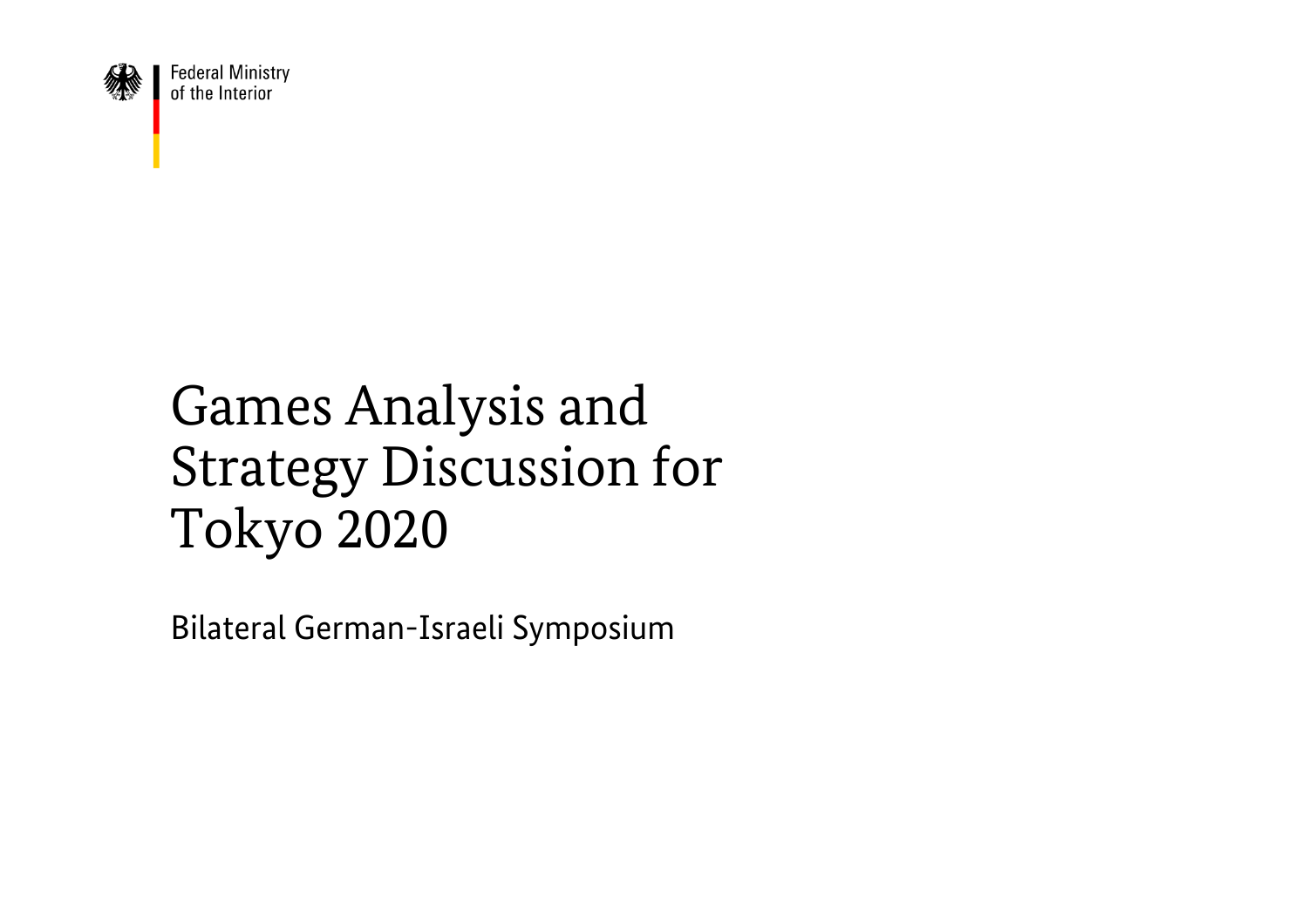Federal Ministry
of the Interior

# Games Analysis and Strategy Discussion for Tokyo 2020

Bilateral German-Israeli Symposium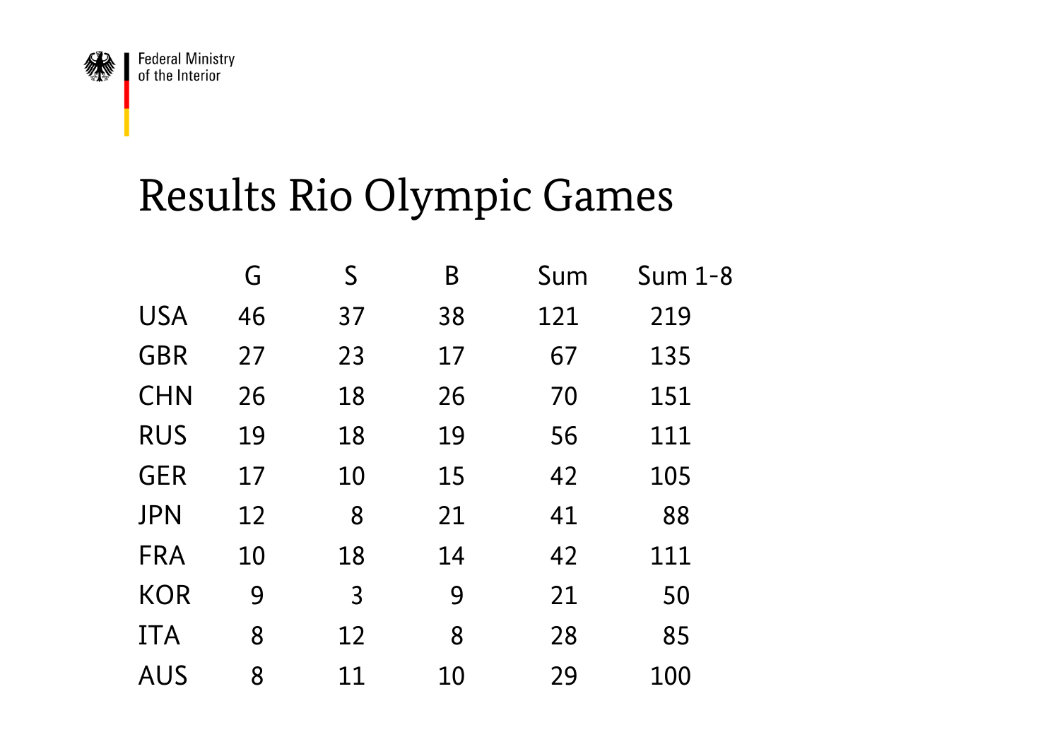# Results Rio Olympic Games

| | G | S | B | Sum | Sum 1-8 |
|---|---|---|---|---|---|
| USA | 46 | 37 | 38 | 121 | 219 |
| GBR | 27 | 23 | 17 | 67 | 135 |
| CHN | 26 | 18 | 26 | 70 | 151 |
| RUS | 19 | 18 | 19 | 56 | 111 |
| GER | 17 | 10 | 15 | 42 | 105 |
| JPN | 12 | 8 | 21 | 41 | 88 |
| FRA | 10 | 18 | 14 | 42 | 111 |
| KOR | 9 | 3 | 9 | 21 | 50 |
| ITA | 8 | 12 | 8 | 28 | 85 |
| AUS | 8 | 11 | 10 | 29 | 100 |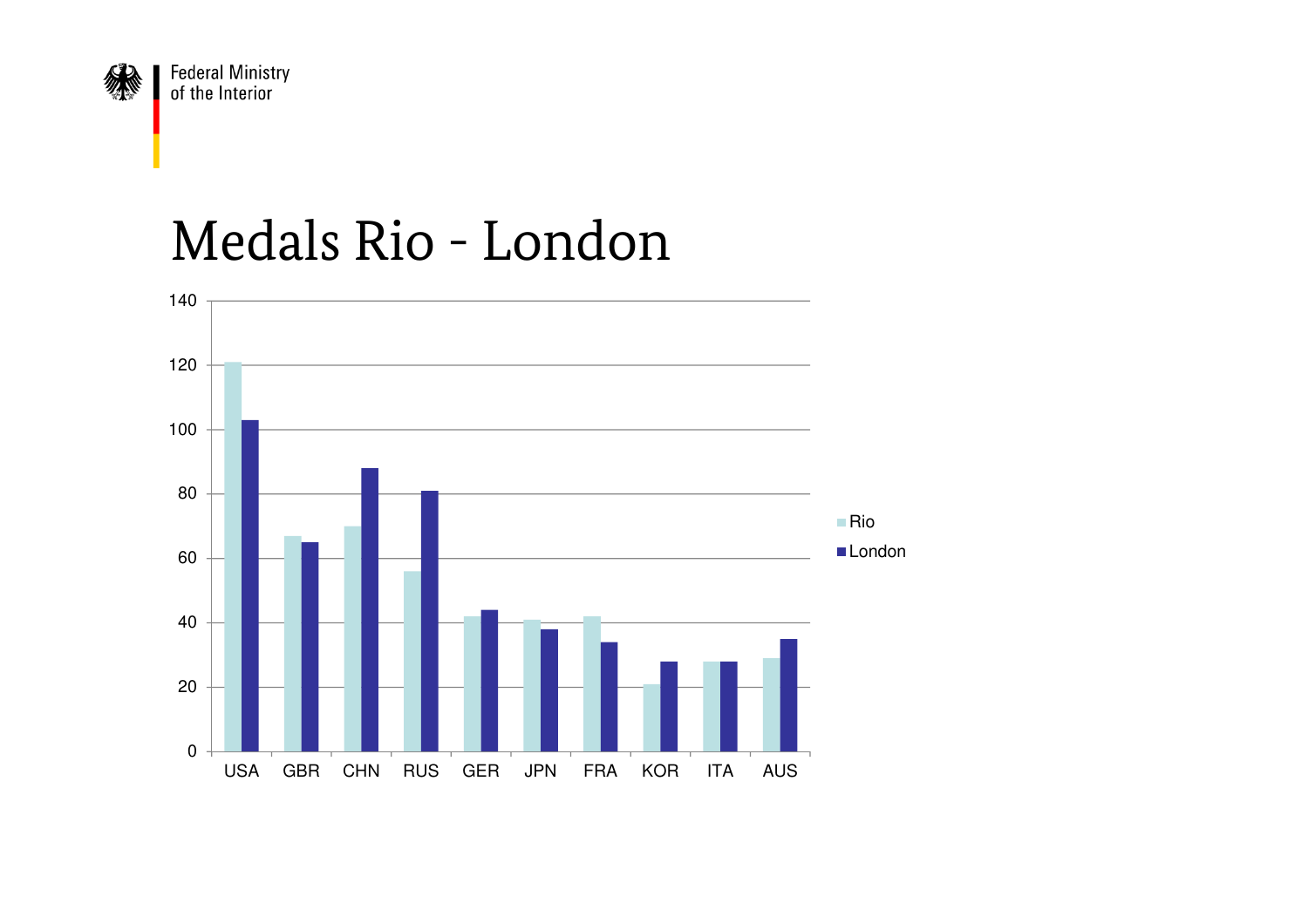# Medals Rio - London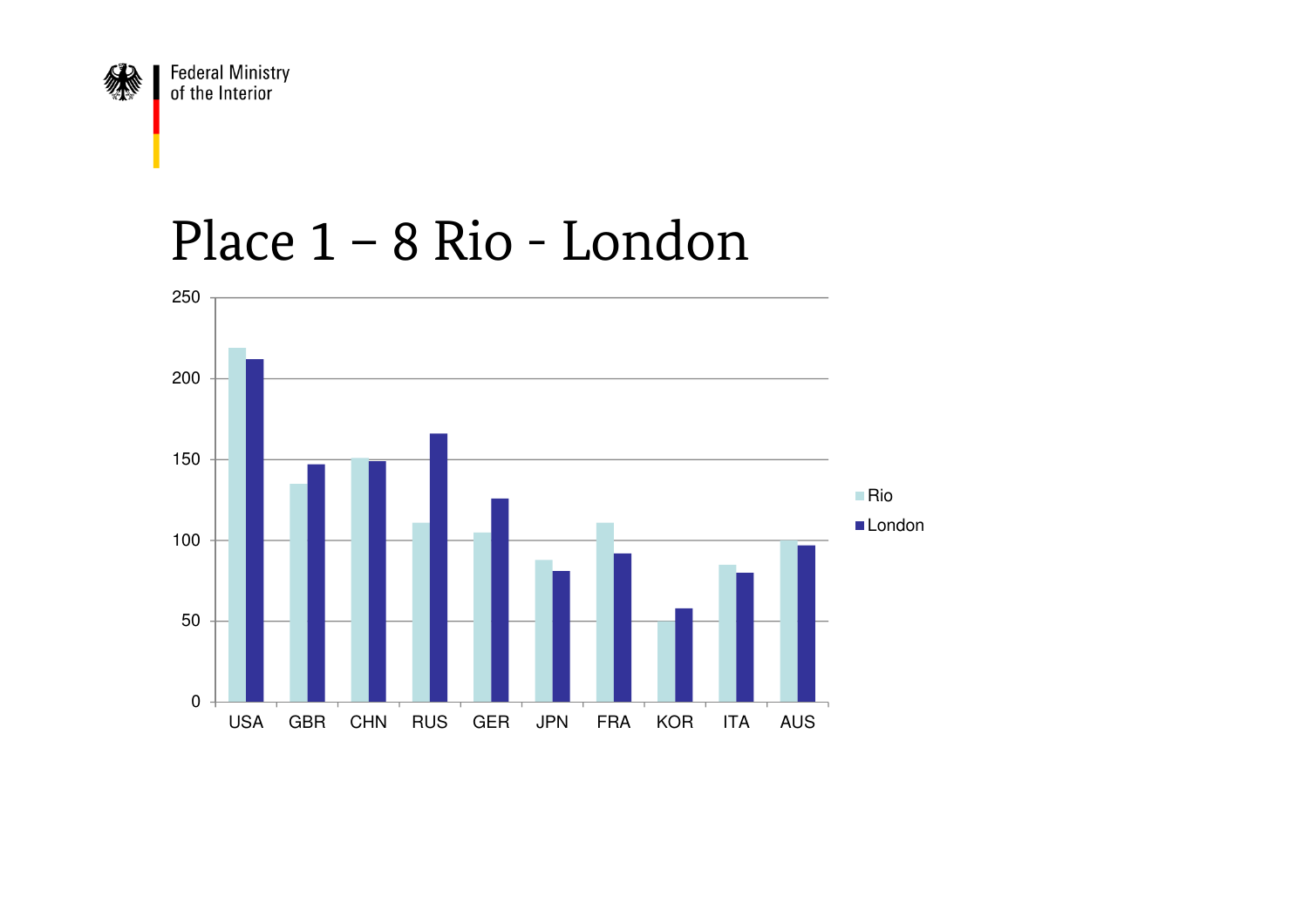# Place 1 – 8 Rio - London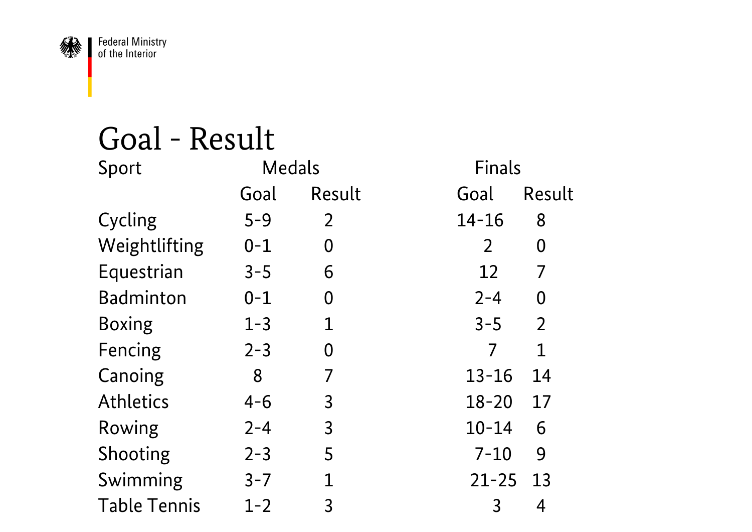Federal Ministry of the Interior

# Goal - Result

| Sport | Medals | | Finals | |
|---|---|---|---|---|
| | Goal | Result | Goal | Result |
| Cycling | 5-9 | 2 | 14-16 | 8 |
| Weightlifting | 0-1 | 0 | 2 | 0 |
| Equestrian | 3-5 | 6 | 12 | 7 |
| Badminton | 0-1 | 0 | 2-4 | 0 |
| Boxing | 1-3 | 1 | 3-5 | 2 |
| Fencing | 2-3 | 0 | 7 | 1 |
| Canoing | 8 | 7 | 13-16 | 14 |
| Athletics | 4-6 | 3 | 18-20 | 17 |
| Rowing | 2-4 | 3 | 10-14 | 6 |
| Shooting | 2-3 | 5 | 7-10 | 9 |
| Swimming | 3-7 | 1 | 21-25 | 13 |
| Table Tennis | 1-2 | 3 | 3 | 4 |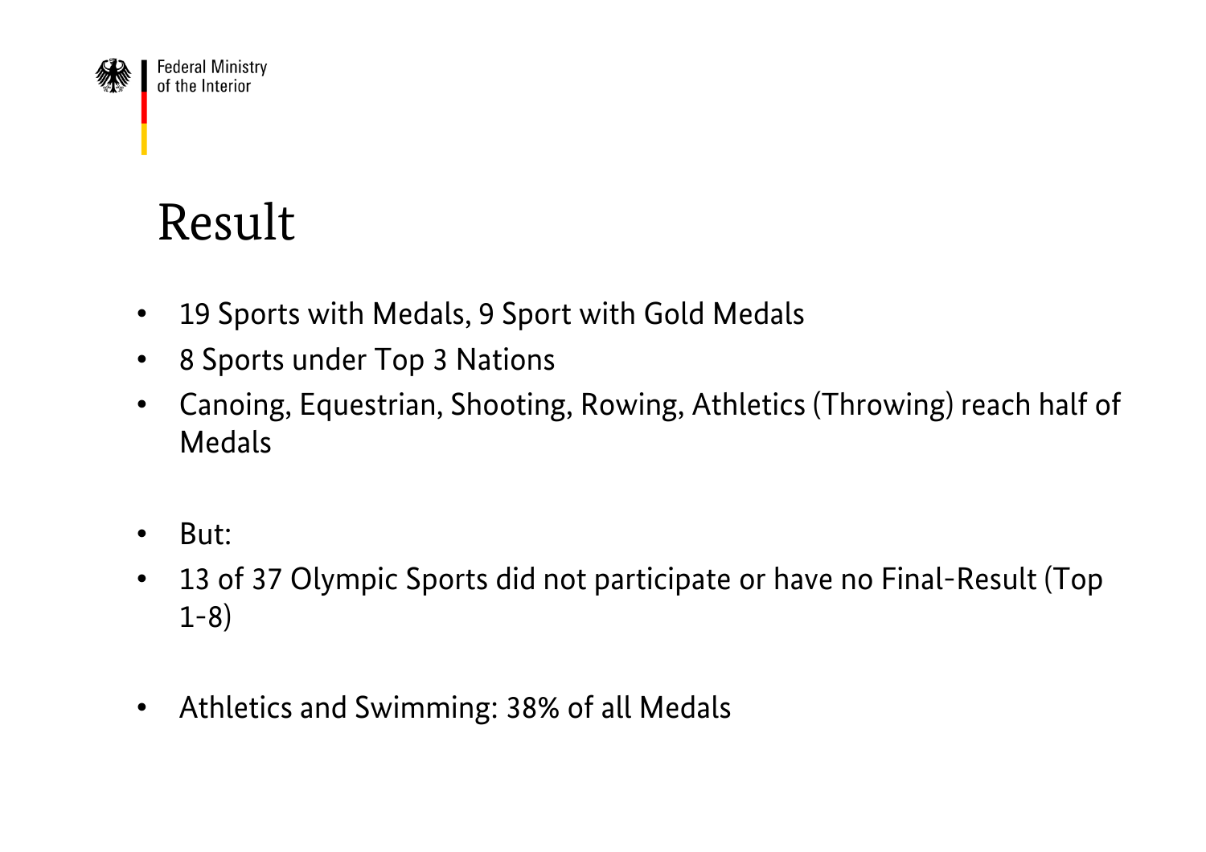# Result

- 19 Sports with Medals, 9 Sport with Gold Medals
- 8 Sports under Top 3 Nations
- Canoing, Equestrian, Shooting, Rowing, Athletics (Throwing) reach half of Medals

- But:
- 13 of 37 Olympic Sports did not participate or have no Final-Result (Top 1-8)

- Athletics and Swimming: 38% of all Medals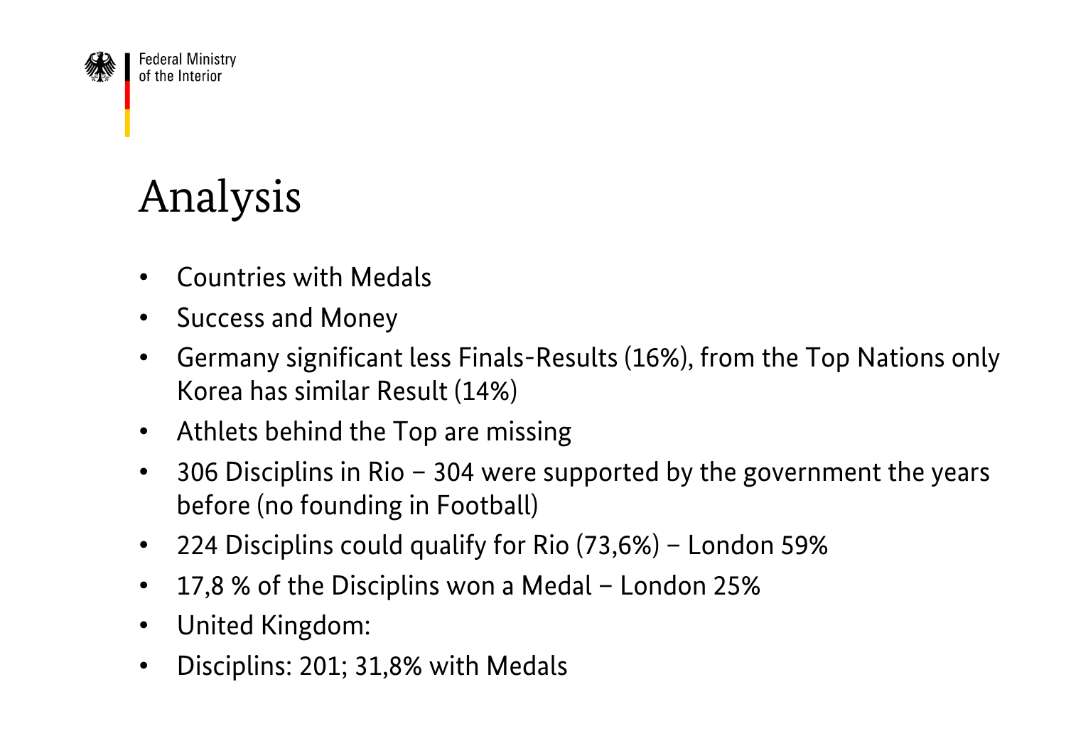# Analysis

- Countries with Medals
- Success and Money
- Germany significant less Finals-Results (16%), from the Top Nations only Korea has similar Result (14%)
- Athlets behind the Top are missing
- 306 Disciplins in Rio – 304 were supported by the government the years before (no founding in Football)
- 224 Disciplins could qualify for Rio (73,6%) – London 59%
- 17,8 % of the Disciplins won a Medal – London 25%
- United Kingdom:
- Disciplins: 201; 31,8% with Medals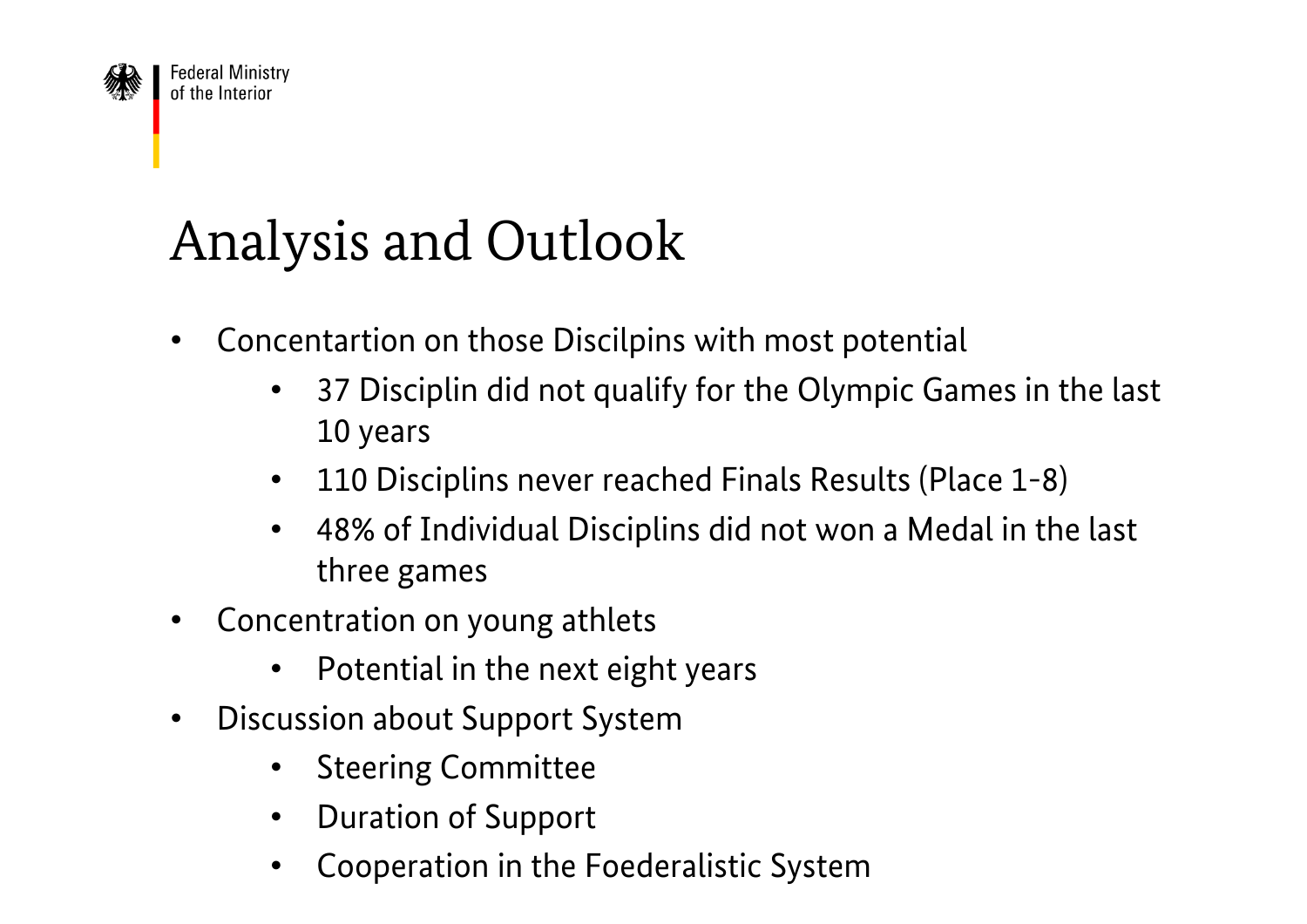# Analysis and Outlook

- Concentartion on those Discilpins with most potential
  - 37 Disciplin did not qualify for the Olympic Games in the last 10 years
  - 110 Disciplins never reached Finals Results (Place 1-8)
  - 48% of Individual Disciplins did not won a Medal in the last three games
- Concentration on young athlets
  - Potential in the next eight years
- Discussion about Support System
  - Steering Committee
  - Duration of Support
  - Cooperation in the Foederalistic System